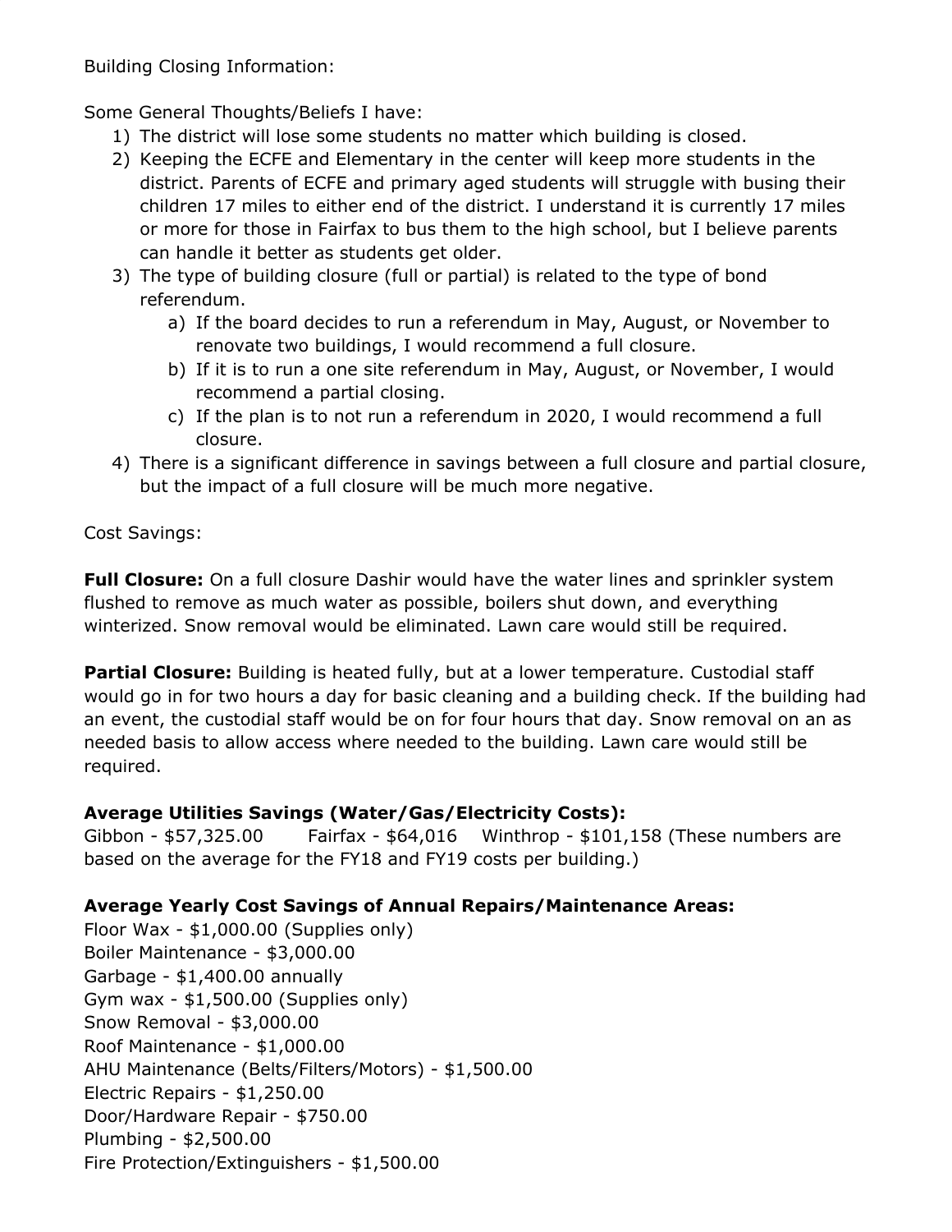Building Closing Information:

Some General Thoughts/Beliefs I have:

1) The district will lose some students no matter which building is closed.
2) Keeping the ECFE and Elementary in the center will keep more students in the district. Parents of ECFE and primary aged students will struggle with busing their children 17 miles to either end of the district. I understand it is currently 17 miles or more for those in Fairfax to bus them to the high school, but I believe parents can handle it better as students get older.
3) The type of building closure (full or partial) is related to the type of bond referendum.
   a) If the board decides to run a referendum in May, August, or November to renovate two buildings, I would recommend a full closure.
   b) If it is to run a one site referendum in May, August, or November, I would recommend a partial closing.
   c) If the plan is to not run a referendum in 2020, I would recommend a full closure.
4) There is a significant difference in savings between a full closure and partial closure, but the impact of a full closure will be much more negative.

Cost Savings:

**Full Closure:** On a full closure Dashir would have the water lines and sprinkler system flushed to remove as much water as possible, boilers shut down, and everything winterized. Snow removal would be eliminated. Lawn care would still be required.

**Partial Closure:** Building is heated fully, but at a lower temperature. Custodial staff would go in for two hours a day for basic cleaning and a building check. If the building had an event, the custodial staff would be on for four hours that day. Snow removal on an as needed basis to allow access where needed to the building. Lawn care would still be required.

**Average Utilities Savings (Water/Gas/Electricity Costs):**
Gibbon - $57,325.00 Fairfax - $64,016 Winthrop - $101,158 (These numbers are based on the average for the FY18 and FY19 costs per building.)

**Average Yearly Cost Savings of Annual Repairs/Maintenance Areas:**
Floor Wax - $1,000.00 (Supplies only)
Boiler Maintenance - $3,000.00
Garbage - $1,400.00 annually
Gym wax - $1,500.00 (Supplies only)
Snow Removal - $3,000.00
Roof Maintenance - $1,000.00
AHU Maintenance (Belts/Filters/Motors) - $1,500.00
Electric Repairs - $1,250.00
Door/Hardware Repair - $750.00
Plumbing - $2,500.00
Fire Protection/Extinguishers - $1,500.00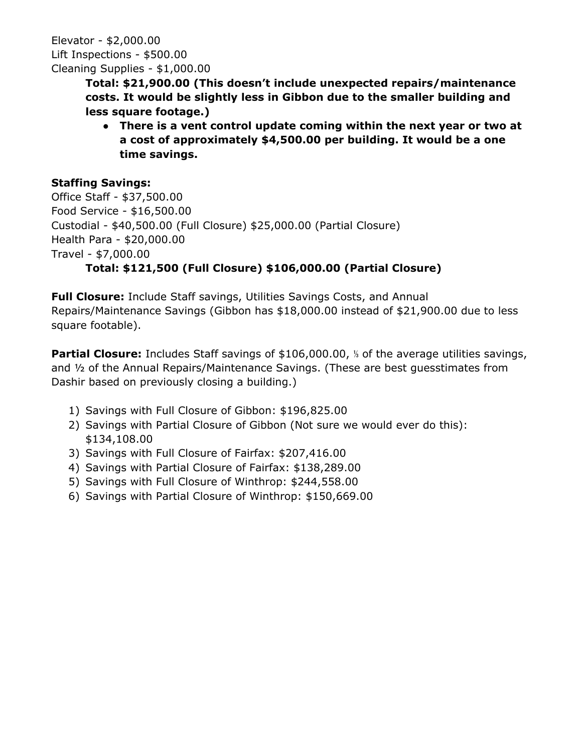Elevator - $2,000.00
Lift Inspections - $500.00
Cleaning Supplies - $1,000.00

> **Total: $21,900.00 (This doesn't include unexpected repairs/maintenance costs. It would be slightly less in Gibbon due to the smaller building and less square footage.)**
>
> - **There is a vent control update coming within the next year or two at a cost of approximately $4,500.00 per building. It would be a one time savings.**

**Staffing Savings:**
Office Staff - $37,500.00
Food Service - $16,500.00
Custodial - $40,500.00 (Full Closure) $25,000.00 (Partial Closure)
Health Para - $20,000.00
Travel - $7,000.00

> **Total: $121,500 (Full Closure) $106,000.00 (Partial Closure)**

**Full Closure:** Include Staff savings, Utilities Savings Costs, and Annual Repairs/Maintenance Savings (Gibbon has $18,000.00 instead of $21,900.00 due to less square footable).

**Partial Closure:** Includes Staff savings of $106,000.00, ⅓ of the average utilities savings, and ½ of the Annual Repairs/Maintenance Savings. (These are best guesstimates from Dashir based on previously closing a building.)

1) Savings with Full Closure of Gibbon: $196,825.00
2) Savings with Partial Closure of Gibbon (Not sure we would ever do this): $134,108.00
3) Savings with Full Closure of Fairfax: $207,416.00
4) Savings with Partial Closure of Fairfax: $138,289.00
5) Savings with Full Closure of Winthrop: $244,558.00
6) Savings with Partial Closure of Winthrop: $150,669.00